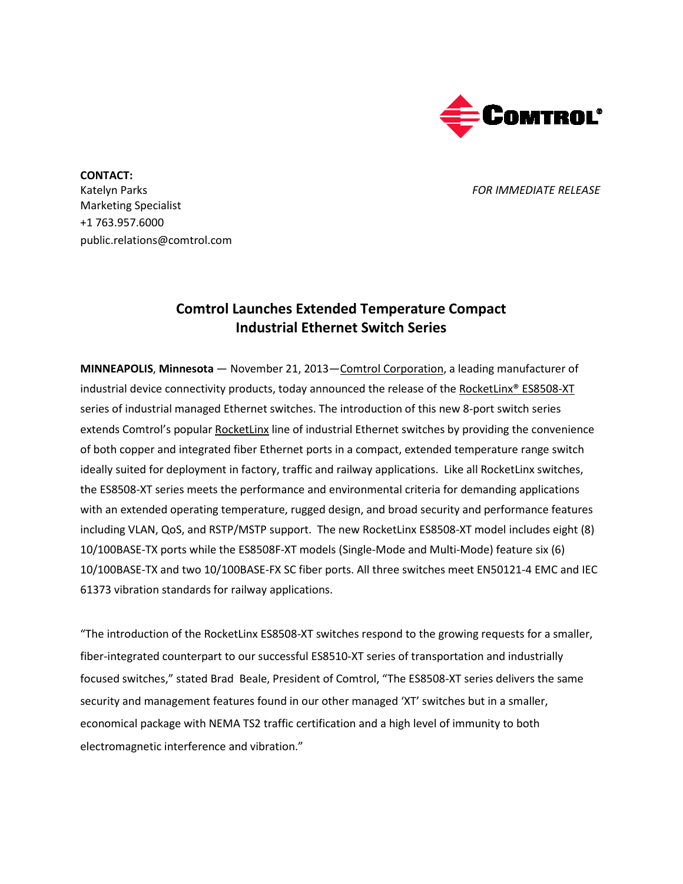**CONTACT:**
Katelyn Parks
Marketing Specialist
+1 763.957.6000
public.relations@comtrol.com

*FOR IMMEDIATE RELEASE*

# Comtrol Launches Extended Temperature Compact Industrial Ethernet Switch Series

**MINNEAPOLIS**, **Minnesota** — November 21, 2013—Comtrol Corporation, a leading manufacturer of industrial device connectivity products, today announced the release of the RocketLinx® ES8508-XT series of industrial managed Ethernet switches. The introduction of this new 8-port switch series extends Comtrol's popular RocketLinx line of industrial Ethernet switches by providing the convenience of both copper and integrated fiber Ethernet ports in a compact, extended temperature range switch ideally suited for deployment in factory, traffic and railway applications. Like all RocketLinx switches, the ES8508-XT series meets the performance and environmental criteria for demanding applications with an extended operating temperature, rugged design, and broad security and performance features including VLAN, QoS, and RSTP/MSTP support. The new RocketLinx ES8508-XT model includes eight (8) 10/100BASE-TX ports while the ES8508F-XT models (Single-Mode and Multi-Mode) feature six (6) 10/100BASE-TX and two 10/100BASE-FX SC fiber ports. All three switches meet EN50121-4 EMC and IEC 61373 vibration standards for railway applications.

"The introduction of the RocketLinx ES8508-XT switches respond to the growing requests for a smaller, fiber-integrated counterpart to our successful ES8510-XT series of transportation and industrially focused switches," stated Brad Beale, President of Comtrol, "The ES8508-XT series delivers the same security and management features found in our other managed 'XT' switches but in a smaller, economical package with NEMA TS2 traffic certification and a high level of immunity to both electromagnetic interference and vibration."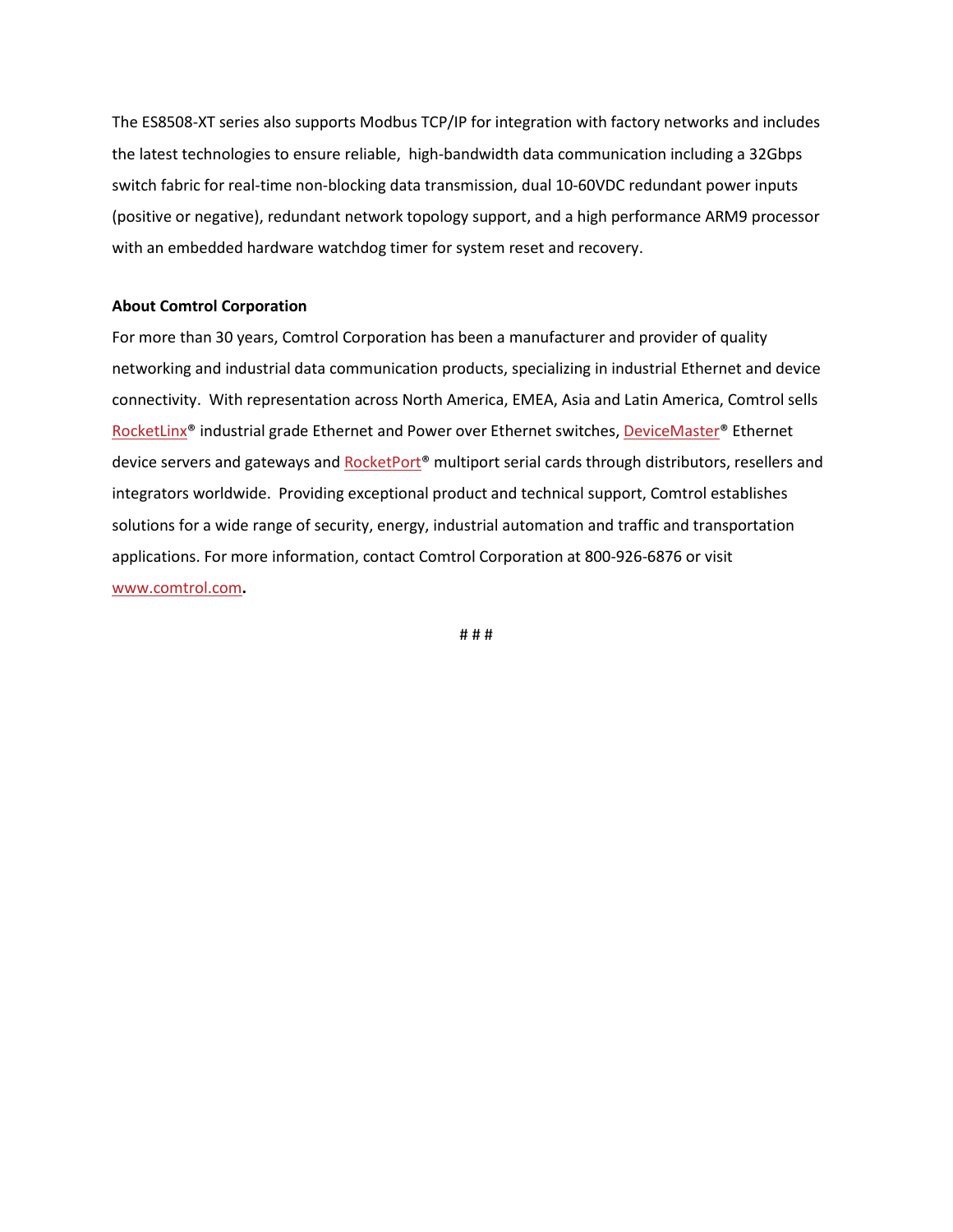The ES8508-XT series also supports Modbus TCP/IP for integration with factory networks and includes the latest technologies to ensure reliable, high-bandwidth data communication including a 32Gbps switch fabric for real-time non-blocking data transmission, dual 10-60VDC redundant power inputs (positive or negative), redundant network topology support, and a high performance ARM9 processor with an embedded hardware watchdog timer for system reset and recovery.

**About Comtrol Corporation**

For more than 30 years, Comtrol Corporation has been a manufacturer and provider of quality networking and industrial data communication products, specializing in industrial Ethernet and device connectivity. With representation across North America, EMEA, Asia and Latin America, Comtrol sells RocketLinx® industrial grade Ethernet and Power over Ethernet switches, DeviceMaster® Ethernet device servers and gateways and RocketPort® multiport serial cards through distributors, resellers and integrators worldwide. Providing exceptional product and technical support, Comtrol establishes solutions for a wide range of security, energy, industrial automation and traffic and transportation applications. For more information, contact Comtrol Corporation at 800-926-6876 or visit www.comtrol.com.

# # #